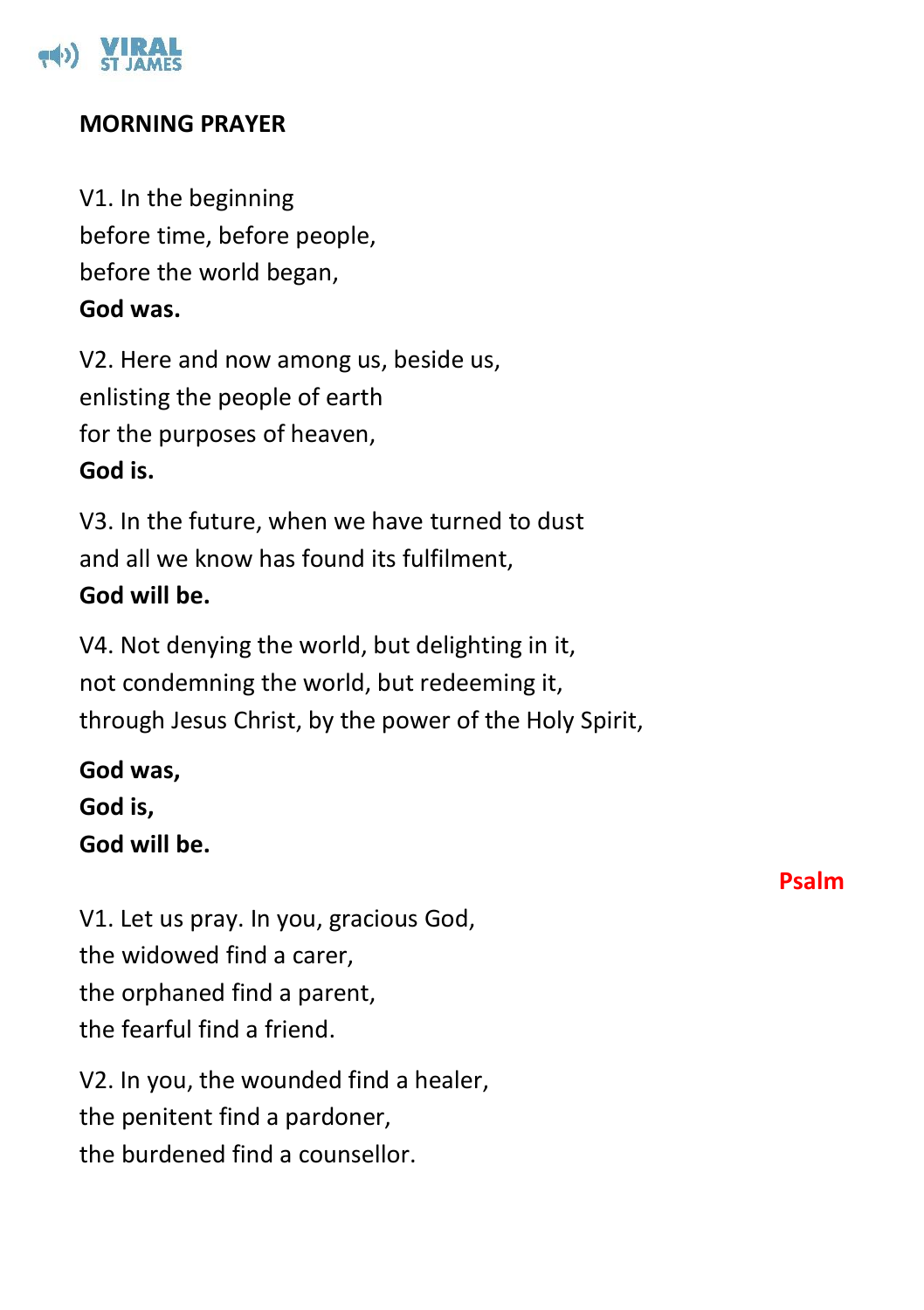## MORNING PRAYER

V1. In the beginning
before time, before people,
before the world began,
**God was.**

V2. Here and now among us, beside us,
enlisting the people of earth
for the purposes of heaven,
**God is.**

V3. In the future, when we have turned to dust
and all we know has found its fulfilment,
**God will be.**

V4. Not denying the world, but delighting in it,
not condemning the world, but redeeming it,
through Jesus Christ, by the power of the Holy Spirit,

**God was,**
**God is,**
**God will be.**

**Psalm**

V1. Let us pray. In you, gracious God,
the widowed find a carer,
the orphaned find a parent,
the fearful find a friend.

V2. In you, the wounded find a healer,
the penitent find a pardoner,
the burdened find a counsellor.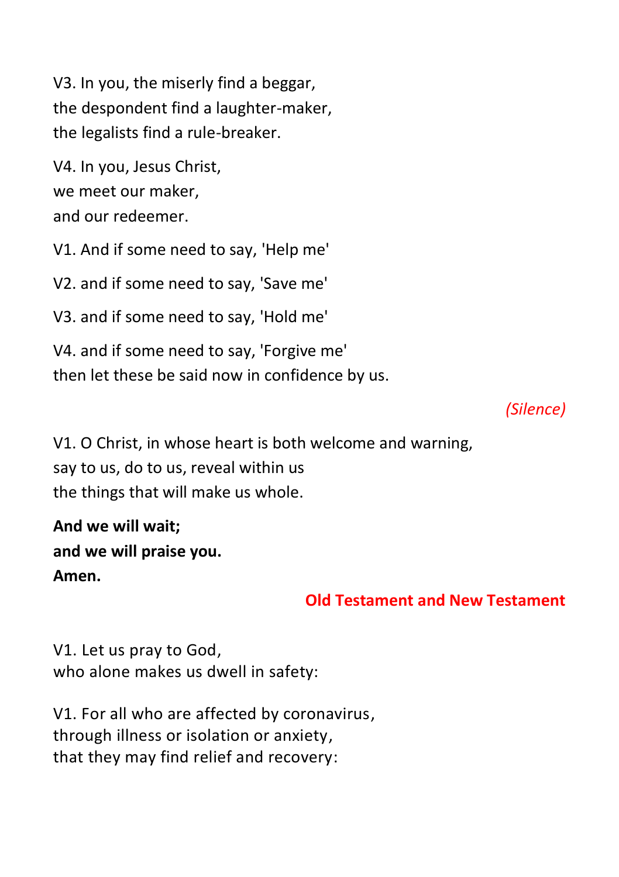V3. In you, the miserly find a beggar,
the despondent find a laughter-maker,
the legalists find a rule-breaker.

V4. In you, Jesus Christ,
we meet our maker,
and our redeemer.

V1. And if some need to say, 'Help me'

V2. and if some need to say, 'Save me'

V3. and if some need to say, 'Hold me'

V4. and if some need to say, 'Forgive me'
then let these be said now in confidence by us.

*(Silence)*

V1. O Christ, in whose heart is both welcome and warning,
say to us, do to us, reveal within us
the things that will make us whole.

**And we will wait;**
**and we will praise you.**
**Amen.**

**Old Testament and New Testament**

V1. Let us pray to God,
who alone makes us dwell in safety:

V1. For all who are affected by coronavirus,
through illness or isolation or anxiety,
that they may find relief and recovery: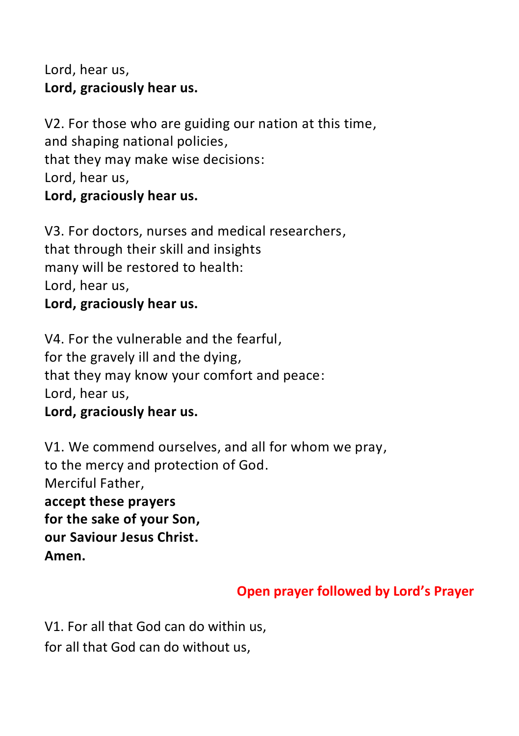Lord, hear us,  
**Lord, graciously hear us.**

V2. For those who are guiding our nation at this time,  
and shaping national policies,  
that they may make wise decisions:  
Lord, hear us,  
**Lord, graciously hear us.**

V3. For doctors, nurses and medical researchers,  
that through their skill and insights  
many will be restored to health:  
Lord, hear us,  
**Lord, graciously hear us.**

V4. For the vulnerable and the fearful,  
for the gravely ill and the dying,  
that they may know your comfort and peace:  
Lord, hear us,  
**Lord, graciously hear us.**

V1. We commend ourselves, and all for whom we pray,  
to the mercy and protection of God.  
Merciful Father,  
**accept these prayers**  
**for the sake of your Son,**  
**our Saviour Jesus Christ.**  
**Amen.**

**Open prayer followed by Lord's Prayer**

V1. For all that God can do within us,  
for all that God can do without us,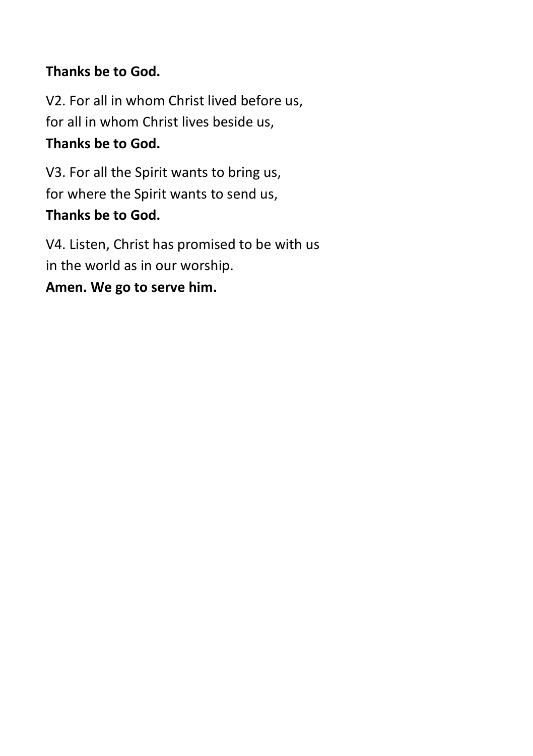**Thanks be to God.**

V2. For all in whom Christ lived before us,
for all in whom Christ lives beside us,
**Thanks be to God.**

V3. For all the Spirit wants to bring us,
for where the Spirit wants to send us,
**Thanks be to God.**

V4. Listen, Christ has promised to be with us
in the world as in our worship.
**Amen. We go to serve him.**